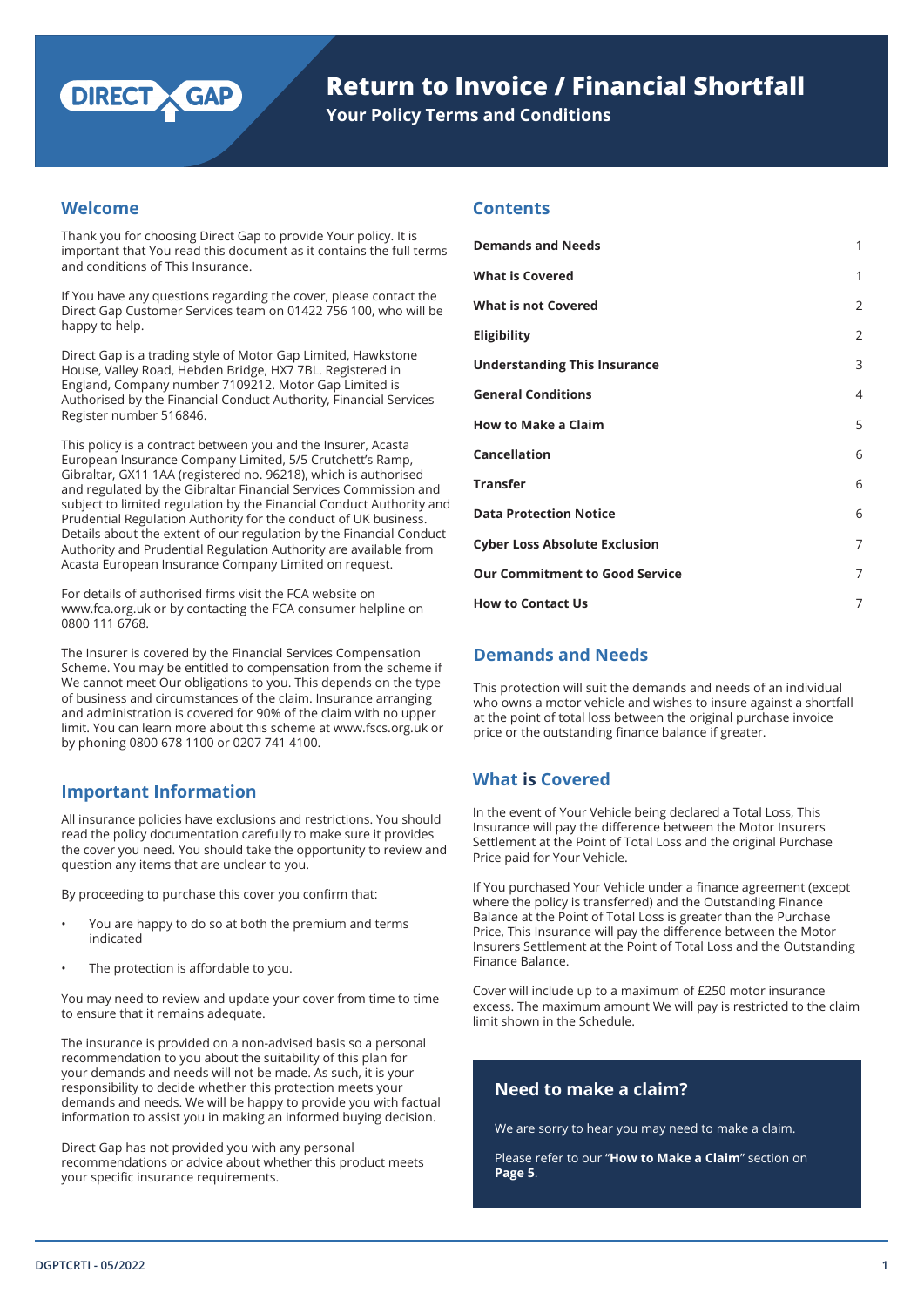# Return to Invoice / Financial Shortfall

## Your Policy Terms and Conditions

## Welcome

Thank you for choosing Direct Gap to provide Your policy. It is important that You read this document as it contains the full terms and conditions of This Insurance.

If You have any questions regarding the cover, please contact the Direct Gap Customer Services team on 01422 756 100, who will be happy to help.

Direct Gap is a trading style of Motor Gap Limited, Hawkstone House, Valley Road, Hebden Bridge, HX7 7BL. Registered in England, Company number 7109212. Motor Gap Limited is Authorised by the Financial Conduct Authority, Financial Services Register number 516846.

This policy is a contract between you and the Insurer, Acasta European Insurance Company Limited, 5/5 Crutchett's Ramp, Gibraltar, GX11 1AA (registered no. 96218), which is authorised and regulated by the Gibraltar Financial Services Commission and subject to limited regulation by the Financial Conduct Authority and Prudential Regulation Authority for the conduct of UK business. Details about the extent of our regulation by the Financial Conduct Authority and Prudential Regulation Authority are available from Acasta European Insurance Company Limited on request.

For details of authorised firms visit the FCA website on www.fca.org.uk or by contacting the FCA consumer helpline on 0800 111 6768.

The Insurer is covered by the Financial Services Compensation Scheme. You may be entitled to compensation from the scheme if We cannot meet Our obligations to you. This depends on the type of business and circumstances of the claim. Insurance arranging and administration is covered for 90% of the claim with no upper limit. You can learn more about this scheme at www.fscs.org.uk or by phoning 0800 678 1100 or 0207 741 4100.

## Important Information

All insurance policies have exclusions and restrictions. You should read the policy documentation carefully to make sure it provides the cover you need. You should take the opportunity to review and question any items that are unclear to you.

By proceeding to purchase this cover you confirm that:

- You are happy to do so at both the premium and terms indicated
- The protection is affordable to you.

You may need to review and update your cover from time to time to ensure that it remains adequate.

The insurance is provided on a non-advised basis so a personal recommendation to you about the suitability of this plan for your demands and needs will not be made. As such, it is your responsibility to decide whether this protection meets your demands and needs. We will be happy to provide you with factual information to assist you in making an informed buying decision.

Direct Gap has not provided you with any personal recommendations or advice about whether this product meets your specific insurance requirements.

## Contents

| | |
|---|---|
| **Demands and Needs** | 1 |
| **What is Covered** | 1 |
| **What is not Covered** | 2 |
| **Eligibility** | 2 |
| **Understanding This Insurance** | 3 |
| **General Conditions** | 4 |
| **How to Make a Claim** | 5 |
| **Cancellation** | 6 |
| **Transfer** | 6 |
| **Data Protection Notice** | 6 |
| **Cyber Loss Absolute Exclusion** | 7 |
| **Our Commitment to Good Service** | 7 |
| **How to Contact Us** | 7 |

## Demands and Needs

This protection will suit the demands and needs of an individual who owns a motor vehicle and wishes to insure against a shortfall at the point of total loss between the original purchase invoice price or the outstanding finance balance if greater.

## What is Covered

In the event of Your Vehicle being declared a Total Loss, This Insurance will pay the difference between the Motor Insurers Settlement at the Point of Total Loss and the original Purchase Price paid for Your Vehicle.

If You purchased Your Vehicle under a finance agreement (except where the policy is transferred) and the Outstanding Finance Balance at the Point of Total Loss is greater than the Purchase Price, This Insurance will pay the difference between the Motor Insurers Settlement at the Point of Total Loss and the Outstanding Finance Balance.

Cover will include up to a maximum of £250 motor insurance excess. The maximum amount We will pay is restricted to the claim limit shown in the Schedule.

### Need to make a claim?

We are sorry to hear you may need to make a claim.

Please refer to our "**How to Make a Claim**" section on **Page 5**.

DGPTCRTI - 05/2022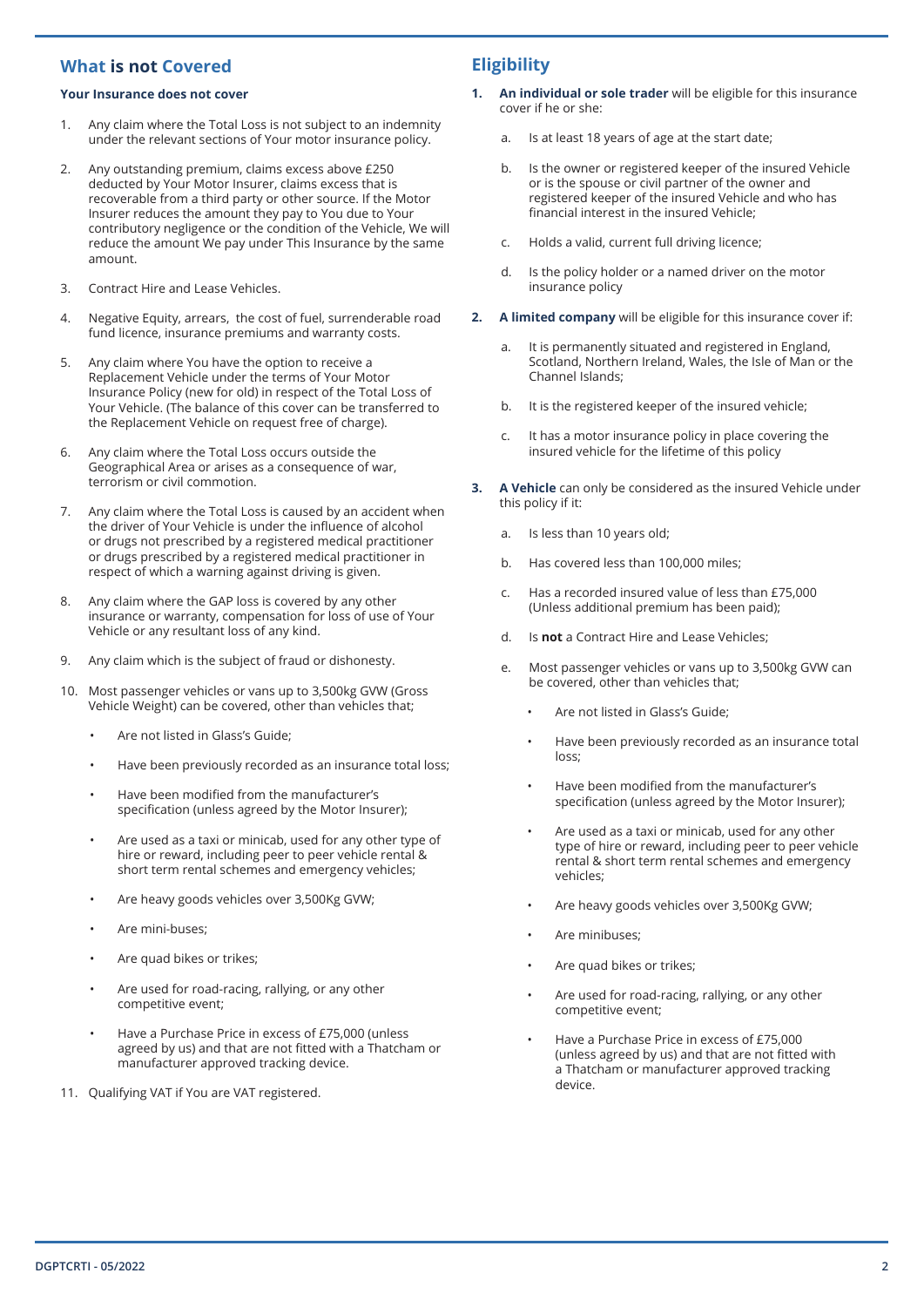## What is not Covered

**Your Insurance does not cover**

1. Any claim where the Total Loss is not subject to an indemnity under the relevant sections of Your motor insurance policy.

2. Any outstanding premium, claims excess above £250 deducted by Your Motor Insurer, claims excess that is recoverable from a third party or other source. If the Motor Insurer reduces the amount they pay to You due to Your contributory negligence or the condition of the Vehicle, We will reduce the amount We pay under This Insurance by the same amount.

3. Contract Hire and Lease Vehicles.

4. Negative Equity, arrears, the cost of fuel, surrenderable road fund licence, insurance premiums and warranty costs.

5. Any claim where You have the option to receive a Replacement Vehicle under the terms of Your Motor Insurance Policy (new for old) in respect of the Total Loss of Your Vehicle. (The balance of this cover can be transferred to the Replacement Vehicle on request free of charge).

6. Any claim where the Total Loss occurs outside the Geographical Area or arises as a consequence of war, terrorism or civil commotion.

7. Any claim where the Total Loss is caused by an accident when the driver of Your Vehicle is under the influence of alcohol or drugs not prescribed by a registered medical practitioner or drugs prescribed by a registered medical practitioner in respect of which a warning against driving is given.

8. Any claim where the GAP loss is covered by any other insurance or warranty, compensation for loss of use of Your Vehicle or any resultant loss of any kind.

9. Any claim which is the subject of fraud or dishonesty.

10. Most passenger vehicles or vans up to 3,500kg GVW (Gross Vehicle Weight) can be covered, other than vehicles that;
    - Are not listed in Glass's Guide;
    - Have been previously recorded as an insurance total loss;
    - Have been modified from the manufacturer's specification (unless agreed by the Motor Insurer);
    - Are used as a taxi or minicab, used for any other type of hire or reward, including peer to peer vehicle rental & short term rental schemes and emergency vehicles;
    - Are heavy goods vehicles over 3,500Kg GVW;
    - Are mini-buses;
    - Are quad bikes or trikes;
    - Are used for road-racing, rallying, or any other competitive event;
    - Have a Purchase Price in excess of £75,000 (unless agreed by us) and that are not fitted with a Thatcham or manufacturer approved tracking device.

11. Qualifying VAT if You are VAT registered.

## Eligibility

1. **An individual or sole trader** will be eligible for this insurance cover if he or she:
   a. Is at least 18 years of age at the start date;
   b. Is the owner or registered keeper of the insured Vehicle or is the spouse or civil partner of the owner and registered keeper of the insured Vehicle and who has financial interest in the insured Vehicle;
   c. Holds a valid, current full driving licence;
   d. Is the policy holder or a named driver on the motor insurance policy

2. **A limited company** will be eligible for this insurance cover if:
   a. It is permanently situated and registered in England, Scotland, Northern Ireland, Wales, the Isle of Man or the Channel Islands;
   b. It is the registered keeper of the insured vehicle;
   c. It has a motor insurance policy in place covering the insured vehicle for the lifetime of this policy

3. **A Vehicle** can only be considered as the insured Vehicle under this policy if it:
   a. Is less than 10 years old;
   b. Has covered less than 100,000 miles;
   c. Has a recorded insured value of less than £75,000 (Unless additional premium has been paid);
   d. Is **not** a Contract Hire and Lease Vehicles;
   e. Most passenger vehicles or vans up to 3,500kg GVW can be covered, other than vehicles that;
      - Are not listed in Glass's Guide;
      - Have been previously recorded as an insurance total loss;
      - Have been modified from the manufacturer's specification (unless agreed by the Motor Insurer);
      - Are used as a taxi or minicab, used for any other type of hire or reward, including peer to peer vehicle rental & short term rental schemes and emergency vehicles;
      - Are heavy goods vehicles over 3,500Kg GVW;
      - Are minibuses;
      - Are quad bikes or trikes;
      - Are used for road-racing, rallying, or any other competitive event;
      - Have a Purchase Price in excess of £75,000 (unless agreed by us) and that are not fitted with a Thatcham or manufacturer approved tracking device.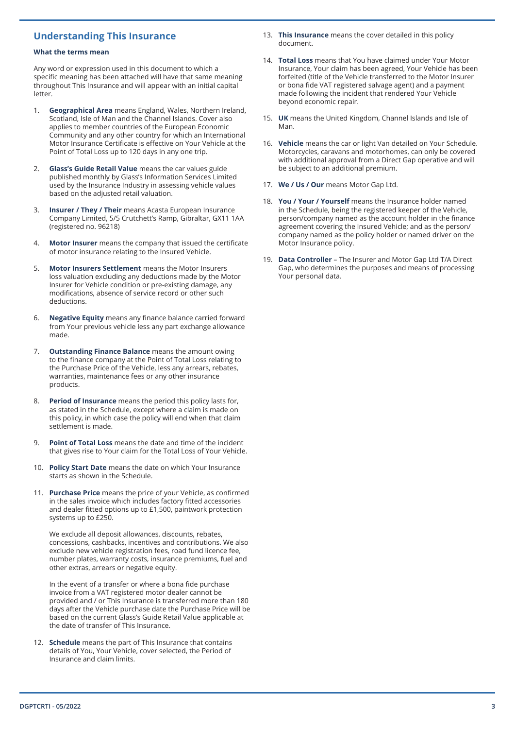## Understanding This Insurance

### What the terms mean

Any word or expression used in this document to which a specific meaning has been attached will have that same meaning throughout This Insurance and will appear with an initial capital letter.

1. **Geographical Area** means England, Wales, Northern Ireland, Scotland, Isle of Man and the Channel Islands. Cover also applies to member countries of the European Economic Community and any other country for which an International Motor Insurance Certificate is effective on Your Vehicle at the Point of Total Loss up to 120 days in any one trip.

2. **Glass's Guide Retail Value** means the car values guide published monthly by Glass's Information Services Limited used by the Insurance Industry in assessing vehicle values based on the adjusted retail valuation.

3. **Insurer / They / Their** means Acasta European Insurance Company Limited, 5/5 Crutchett's Ramp, Gibraltar, GX11 1AA (registered no. 96218)

4. **Motor Insurer** means the company that issued the certificate of motor insurance relating to the Insured Vehicle.

5. **Motor Insurers Settlement** means the Motor Insurers loss valuation excluding any deductions made by the Motor Insurer for Vehicle condition or pre-existing damage, any modifications, absence of service record or other such deductions.

6. **Negative Equity** means any finance balance carried forward from Your previous vehicle less any part exchange allowance made.

7. **Outstanding Finance Balance** means the amount owing to the finance company at the Point of Total Loss relating to the Purchase Price of the Vehicle, less any arrears, rebates, warranties, maintenance fees or any other insurance products.

8. **Period of Insurance** means the period this policy lasts for, as stated in the Schedule, except where a claim is made on this policy, in which case the policy will end when that claim settlement is made.

9. **Point of Total Loss** means the date and time of the incident that gives rise to Your claim for the Total Loss of Your Vehicle.

10. **Policy Start Date** means the date on which Your Insurance starts as shown in the Schedule.

11. **Purchase Price** means the price of your Vehicle, as confirmed in the sales invoice which includes factory fitted accessories and dealer fitted options up to £1,500, paintwork protection systems up to £250.

    We exclude all deposit allowances, discounts, rebates, concessions, cashbacks, incentives and contributions. We also exclude new vehicle registration fees, road fund licence fee, number plates, warranty costs, insurance premiums, fuel and other extras, arrears or negative equity.

    In the event of a transfer or where a bona fide purchase invoice from a VAT registered motor dealer cannot be provided and / or This Insurance is transferred more than 180 days after the Vehicle purchase date the Purchase Price will be based on the current Glass's Guide Retail Value applicable at the date of transfer of This Insurance.

12. **Schedule** means the part of This Insurance that contains details of You, Your Vehicle, cover selected, the Period of Insurance and claim limits.

13. **This Insurance** means the cover detailed in this policy document.

14. **Total Loss** means that You have claimed under Your Motor Insurance, Your claim has been agreed, Your Vehicle has been forfeited (title of the Vehicle transferred to the Motor Insurer or bona fide VAT registered salvage agent) and a payment made following the incident that rendered Your Vehicle beyond economic repair.

15. **UK** means the United Kingdom, Channel Islands and Isle of Man.

16. **Vehicle** means the car or light Van detailed on Your Schedule. Motorcycles, caravans and motorhomes, can only be covered with additional approval from a Direct Gap operative and will be subject to an additional premium.

17. **We / Us / Our** means Motor Gap Ltd.

18. **You / Your / Yourself** means the Insurance holder named in the Schedule, being the registered keeper of the Vehicle, person/company named as the account holder in the finance agreement covering the Insured Vehicle; and as the person/company named as the policy holder or named driver on the Motor Insurance policy.

19. **Data Controller** – The Insurer and Motor Gap Ltd T/A Direct Gap, who determines the purposes and means of processing Your personal data.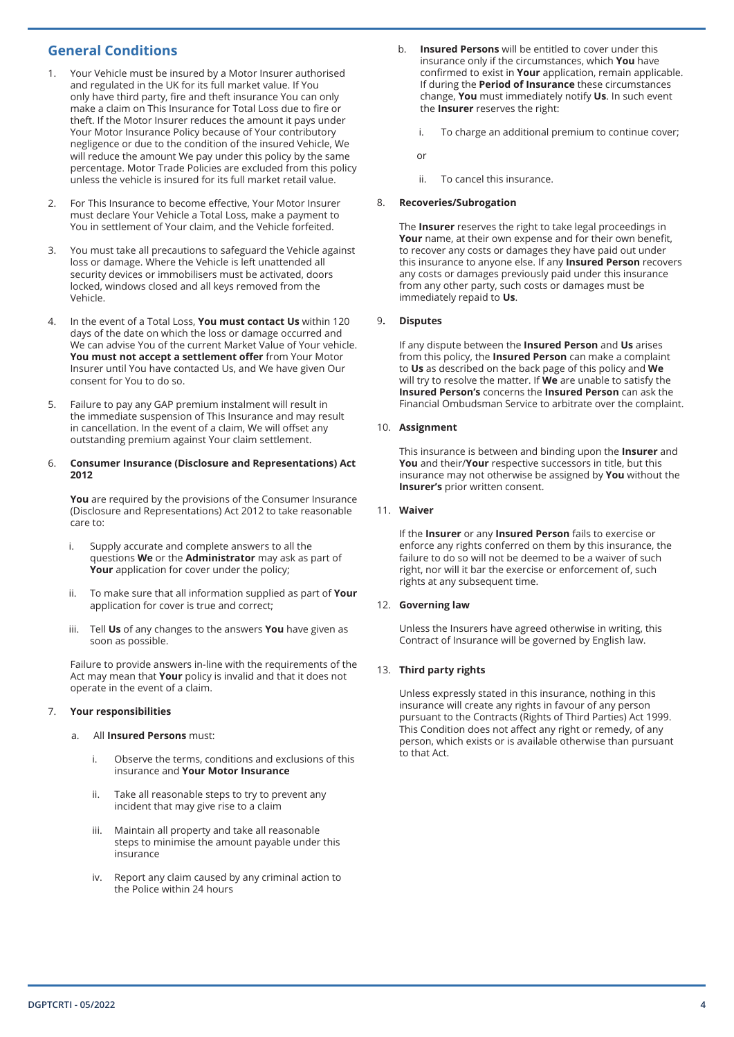## General Conditions

1. Your Vehicle must be insured by a Motor Insurer authorised and regulated in the UK for its full market value. If You only have third party, fire and theft insurance You can only make a claim on This Insurance for Total Loss due to fire or theft. If the Motor Insurer reduces the amount it pays under Your Motor Insurance Policy because of Your contributory negligence or due to the condition of the insured Vehicle, We will reduce the amount We pay under this policy by the same percentage. Motor Trade Policies are excluded from this policy unless the vehicle is insured for its full market retail value.

2. For This Insurance to become effective, Your Motor Insurer must declare Your Vehicle a Total Loss, make a payment to You in settlement of Your claim, and the Vehicle forfeited.

3. You must take all precautions to safeguard the Vehicle against loss or damage. Where the Vehicle is left unattended all security devices or immobilisers must be activated, doors locked, windows closed and all keys removed from the Vehicle.

4. In the event of a Total Loss, **You must contact Us** within 120 days of the date on which the loss or damage occurred and We can advise You of the current Market Value of Your vehicle. **You must not accept a settlement offer** from Your Motor Insurer until You have contacted Us, and We have given Our consent for You to do so.

5. Failure to pay any GAP premium instalment will result in the immediate suspension of This Insurance and may result in cancellation. In the event of a claim, We will offset any outstanding premium against Your claim settlement.

6. **Consumer Insurance (Disclosure and Representations) Act 2012**

   **You** are required by the provisions of the Consumer Insurance (Disclosure and Representations) Act 2012 to take reasonable care to:

   i. Supply accurate and complete answers to all the questions **We** or the **Administrator** may ask as part of **Your** application for cover under the policy;

   ii. To make sure that all information supplied as part of **Your** application for cover is true and correct;

   iii. Tell **Us** of any changes to the answers **You** have given as soon as possible.

   Failure to provide answers in-line with the requirements of the Act may mean that **Your** policy is invalid and that it does not operate in the event of a claim.

7. **Your responsibilities**

   a. All **Insured Persons** must:

      i. Observe the terms, conditions and exclusions of this insurance and **Your Motor Insurance**

      ii. Take all reasonable steps to try to prevent any incident that may give rise to a claim

      iii. Maintain all property and take all reasonable steps to minimise the amount payable under this insurance

      iv. Report any claim caused by any criminal action to the Police within 24 hours

   b. **Insured Persons** will be entitled to cover under this insurance only if the circumstances, which **You** have confirmed to exist in **Your** application, remain applicable. If during the **Period of Insurance** these circumstances change, **You** must immediately notify **Us**. In such event the **Insurer** reserves the right:

      i. To charge an additional premium to continue cover;

      or

      ii. To cancel this insurance.

8. **Recoveries/Subrogation**

   The **Insurer** reserves the right to take legal proceedings in **Your** name, at their own expense and for their own benefit, to recover any costs or damages they have paid out under this insurance to anyone else. If any **Insured Person** recovers any costs or damages previously paid under this insurance from any other party, such costs or damages must be immediately repaid to **Us**.

9. **Disputes**

   If any dispute between the **Insured Person** and **Us** arises from this policy, the **Insured Person** can make a complaint to **Us** as described on the back page of this policy and **We** will try to resolve the matter. If **We** are unable to satisfy the **Insured Person's** concerns the **Insured Person** can ask the Financial Ombudsman Service to arbitrate over the complaint.

10. **Assignment**

    This insurance is between and binding upon the **Insurer** and **You** and their/**Your** respective successors in title, but this insurance may not otherwise be assigned by **You** without the **Insurer's** prior written consent.

11. **Waiver**

    If the **Insurer** or any **Insured Person** fails to exercise or enforce any rights conferred on them by this insurance, the failure to do so will not be deemed to be a waiver of such right, nor will it bar the exercise or enforcement of, such rights at any subsequent time.

12. **Governing law**

    Unless the Insurers have agreed otherwise in writing, this Contract of Insurance will be governed by English law.

13. **Third party rights**

    Unless expressly stated in this insurance, nothing in this insurance will create any rights in favour of any person pursuant to the Contracts (Rights of Third Parties) Act 1999. This Condition does not affect any right or remedy, of any person, which exists or is available otherwise than pursuant to that Act.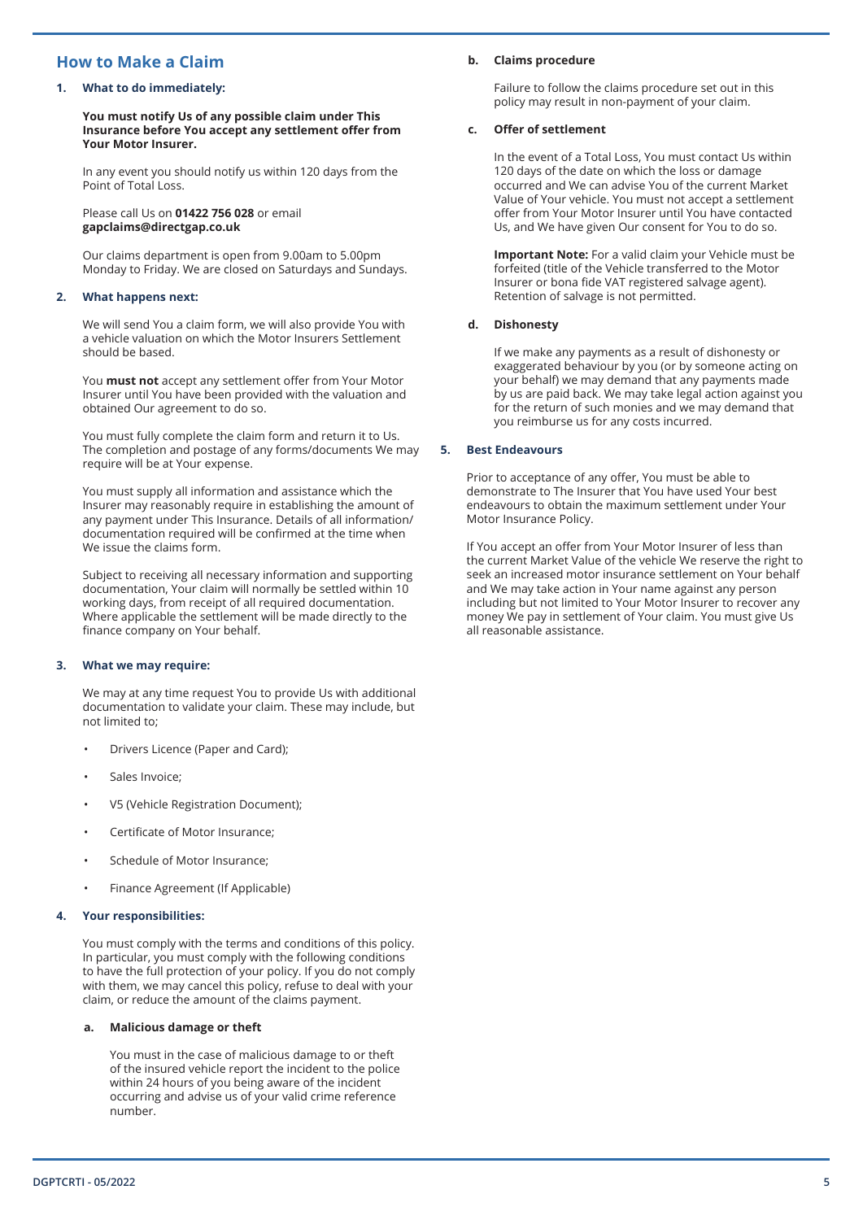## How to Make a Claim

### 1. What to do immediately:

**You must notify Us of any possible claim under This Insurance before You accept any settlement offer from Your Motor Insurer.**

In any event you should notify us within 120 days from the Point of Total Loss.

Please call Us on **01422 756 028** or email **gapclaims@directgap.co.uk**

Our claims department is open from 9.00am to 5.00pm Monday to Friday. We are closed on Saturdays and Sundays.

### 2. What happens next:

We will send You a claim form, we will also provide You with a vehicle valuation on which the Motor Insurers Settlement should be based.

You **must not** accept any settlement offer from Your Motor Insurer until You have been provided with the valuation and obtained Our agreement to do so.

You must fully complete the claim form and return it to Us. The completion and postage of any forms/documents We may require will be at Your expense.

You must supply all information and assistance which the Insurer may reasonably require in establishing the amount of any payment under This Insurance. Details of all information/ documentation required will be confirmed at the time when We issue the claims form.

Subject to receiving all necessary information and supporting documentation, Your claim will normally be settled within 10 working days, from receipt of all required documentation. Where applicable the settlement will be made directly to the finance company on Your behalf.

### 3. What we may require:

We may at any time request You to provide Us with additional documentation to validate your claim. These may include, but not limited to;

- Drivers Licence (Paper and Card);
- Sales Invoice;
- V5 (Vehicle Registration Document);
- Certificate of Motor Insurance;
- Schedule of Motor Insurance;
- Finance Agreement (If Applicable)

### 4. Your responsibilities:

You must comply with the terms and conditions of this policy. In particular, you must comply with the following conditions to have the full protection of your policy. If you do not comply with them, we may cancel this policy, refuse to deal with your claim, or reduce the amount of the claims payment.

#### a. Malicious damage or theft

You must in the case of malicious damage to or theft of the insured vehicle report the incident to the police within 24 hours of you being aware of the incident occurring and advise us of your valid crime reference number.

#### b. Claims procedure

Failure to follow the claims procedure set out in this policy may result in non-payment of your claim.

#### c. Offer of settlement

In the event of a Total Loss, You must contact Us within 120 days of the date on which the loss or damage occurred and We can advise You of the current Market Value of Your vehicle. You must not accept a settlement offer from Your Motor Insurer until You have contacted Us, and We have given Our consent for You to do so.

**Important Note:** For a valid claim your Vehicle must be forfeited (title of the Vehicle transferred to the Motor Insurer or bona fide VAT registered salvage agent). Retention of salvage is not permitted.

#### d. Dishonesty

If we make any payments as a result of dishonesty or exaggerated behaviour by you (or by someone acting on your behalf) we may demand that any payments made by us are paid back. We may take legal action against you for the return of such monies and we may demand that you reimburse us for any costs incurred.

### 5. Best Endeavours

Prior to acceptance of any offer, You must be able to demonstrate to The Insurer that You have used Your best endeavours to obtain the maximum settlement under Your Motor Insurance Policy.

If You accept an offer from Your Motor Insurer of less than the current Market Value of the vehicle We reserve the right to seek an increased motor insurance settlement on Your behalf and We may take action in Your name against any person including but not limited to Your Motor Insurer to recover any money We pay in settlement of Your claim. You must give Us all reasonable assistance.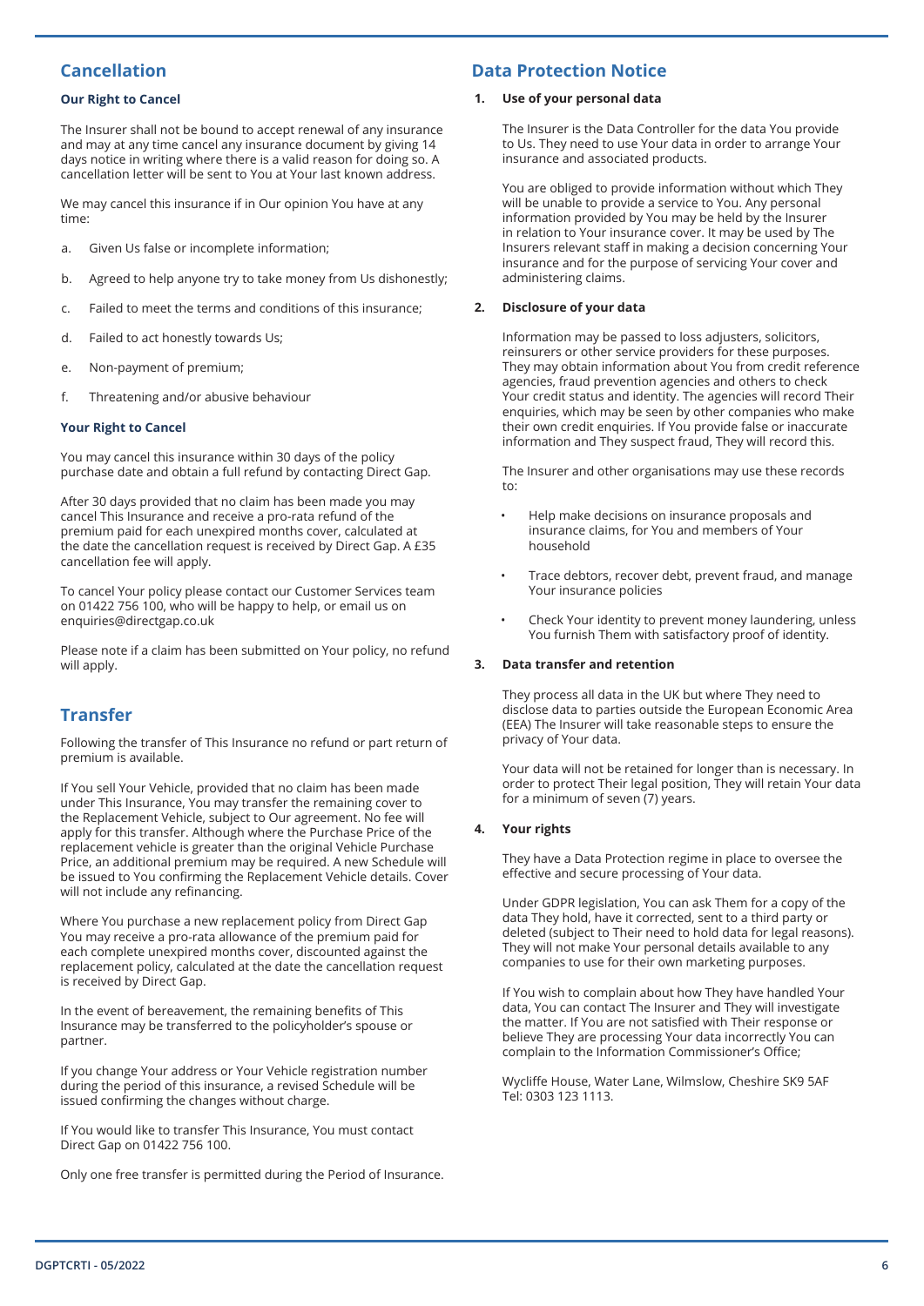## Cancellation

### Our Right to Cancel

The Insurer shall not be bound to accept renewal of any insurance and may at any time cancel any insurance document by giving 14 days notice in writing where there is a valid reason for doing so. A cancellation letter will be sent to You at Your last known address.

We may cancel this insurance if in Our opinion You have at any time:

a. Given Us false or incomplete information;

b. Agreed to help anyone try to take money from Us dishonestly;

c. Failed to meet the terms and conditions of this insurance;

d. Failed to act honestly towards Us;

e. Non-payment of premium;

f. Threatening and/or abusive behaviour

### Your Right to Cancel

You may cancel this insurance within 30 days of the policy purchase date and obtain a full refund by contacting Direct Gap.

After 30 days provided that no claim has been made you may cancel This Insurance and receive a pro-rata refund of the premium paid for each unexpired months cover, calculated at the date the cancellation request is received by Direct Gap. A £35 cancellation fee will apply.

To cancel Your policy please contact our Customer Services team on 01422 756 100, who will be happy to help, or email us on enquiries@directgap.co.uk

Please note if a claim has been submitted on Your policy, no refund will apply.

## Transfer

Following the transfer of This Insurance no refund or part return of premium is available.

If You sell Your Vehicle, provided that no claim has been made under This Insurance, You may transfer the remaining cover to the Replacement Vehicle, subject to Our agreement. No fee will apply for this transfer. Although where the Purchase Price of the replacement vehicle is greater than the original Vehicle Purchase Price, an additional premium may be required. A new Schedule will be issued to You confirming the Replacement Vehicle details. Cover will not include any refinancing.

Where You purchase a new replacement policy from Direct Gap You may receive a pro-rata allowance of the premium paid for each complete unexpired months cover, discounted against the replacement policy, calculated at the date the cancellation request is received by Direct Gap.

In the event of bereavement, the remaining benefits of This Insurance may be transferred to the policyholder's spouse or partner.

If you change Your address or Your Vehicle registration number during the period of this insurance, a revised Schedule will be issued confirming the changes without charge.

If You would like to transfer This Insurance, You must contact Direct Gap on 01422 756 100.

Only one free transfer is permitted during the Period of Insurance.

## Data Protection Notice

### 1. Use of your personal data

The Insurer is the Data Controller for the data You provide to Us. They need to use Your data in order to arrange Your insurance and associated products.

You are obliged to provide information without which They will be unable to provide a service to You. Any personal information provided by You may be held by the Insurer in relation to Your insurance cover. It may be used by The Insurers relevant staff in making a decision concerning Your insurance and for the purpose of servicing Your cover and administering claims.

### 2. Disclosure of your data

Information may be passed to loss adjusters, solicitors, reinsurers or other service providers for these purposes. They may obtain information about You from credit reference agencies, fraud prevention agencies and others to check Your credit status and identity. The agencies will record Their enquiries, which may be seen by other companies who make their own credit enquiries. If You provide false or inaccurate information and They suspect fraud, They will record this.

The Insurer and other organisations may use these records to:

- Help make decisions on insurance proposals and insurance claims, for You and members of Your household
- Trace debtors, recover debt, prevent fraud, and manage Your insurance policies
- Check Your identity to prevent money laundering, unless You furnish Them with satisfactory proof of identity.

### 3. Data transfer and retention

They process all data in the UK but where They need to disclose data to parties outside the European Economic Area (EEA) The Insurer will take reasonable steps to ensure the privacy of Your data.

Your data will not be retained for longer than is necessary. In order to protect Their legal position, They will retain Your data for a minimum of seven (7) years.

### 4. Your rights

They have a Data Protection regime in place to oversee the effective and secure processing of Your data.

Under GDPR legislation, You can ask Them for a copy of the data They hold, have it corrected, sent to a third party or deleted (subject to Their need to hold data for legal reasons). They will not make Your personal details available to any companies to use for their own marketing purposes.

If You wish to complain about how They have handled Your data, You can contact The Insurer and They will investigate the matter. If You are not satisfied with Their response or believe They are processing Your data incorrectly You can complain to the Information Commissioner's Office;

Wycliffe House, Water Lane, Wilmslow, Cheshire SK9 5AF
Tel: 0303 123 1113.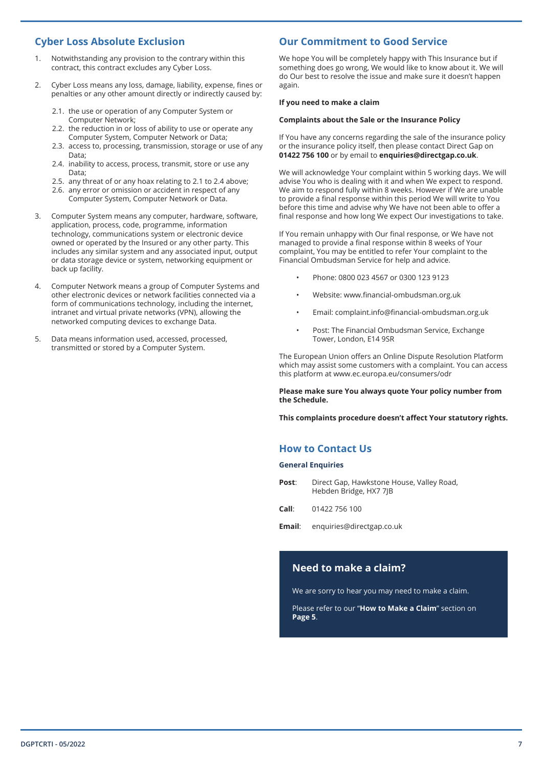## Cyber Loss Absolute Exclusion

1. Notwithstanding any provision to the contrary within this contract, this contract excludes any Cyber Loss.

2. Cyber Loss means any loss, damage, liability, expense, fines or penalties or any other amount directly or indirectly caused by:

   2.1. the use or operation of any Computer System or Computer Network;
   2.2. the reduction in or loss of ability to use or operate any Computer System, Computer Network or Data;
   2.3. access to, processing, transmission, storage or use of any Data;
   2.4. inability to access, process, transmit, store or use any Data;
   2.5. any threat of or any hoax relating to 2.1 to 2.4 above;
   2.6. any error or omission or accident in respect of any Computer System, Computer Network or Data.

3. Computer System means any computer, hardware, software, application, process, code, programme, information technology, communications system or electronic device owned or operated by the Insured or any other party. This includes any similar system and any associated input, output or data storage device or system, networking equipment or back up facility.

4. Computer Network means a group of Computer Systems and other electronic devices or network facilities connected via a form of communications technology, including the internet, intranet and virtual private networks (VPN), allowing the networked computing devices to exchange Data.

5. Data means information used, accessed, processed, transmitted or stored by a Computer System.

## Our Commitment to Good Service

We hope You will be completely happy with This Insurance but if something does go wrong, We would like to know about it. We will do Our best to resolve the issue and make sure it doesn't happen again.

**If you need to make a claim**

**Complaints about the Sale or the Insurance Policy**

If You have any concerns regarding the sale of the insurance policy or the insurance policy itself, then please contact Direct Gap on **01422 756 100** or by email to **enquiries@directgap.co.uk**.

We will acknowledge Your complaint within 5 working days. We will advise You who is dealing with it and when We expect to respond. We aim to respond fully within 8 weeks. However if We are unable to provide a final response within this period We will write to You before this time and advise why We have not been able to offer a final response and how long We expect Our investigations to take.

If You remain unhappy with Our final response, or We have not managed to provide a final response within 8 weeks of Your complaint, You may be entitled to refer Your complaint to the Financial Ombudsman Service for help and advice.

- Phone: 0800 023 4567 or 0300 123 9123
- Website: www.financial-ombudsman.org.uk
- Email: complaint.info@financial-ombudsman.org.uk
- Post: The Financial Ombudsman Service, Exchange Tower, London, E14 9SR

The European Union offers an Online Dispute Resolution Platform which may assist some customers with a complaint. You can access this platform at www.ec.europa.eu/consumers/odr

**Please make sure You always quote Your policy number from the Schedule.**

**This complaints procedure doesn't affect Your statutory rights.**

## How to Contact Us

### General Enquiries

**Post**: Direct Gap, Hawkstone House, Valley Road, Hebden Bridge, HX7 7JB

**Call**: 01422 756 100

**Email**: enquiries@directgap.co.uk

## Need to make a claim?

We are sorry to hear you may need to make a claim.

Please refer to our "**How to Make a Claim**" section on **Page 5**.

DGPTCRTI - 05/2022